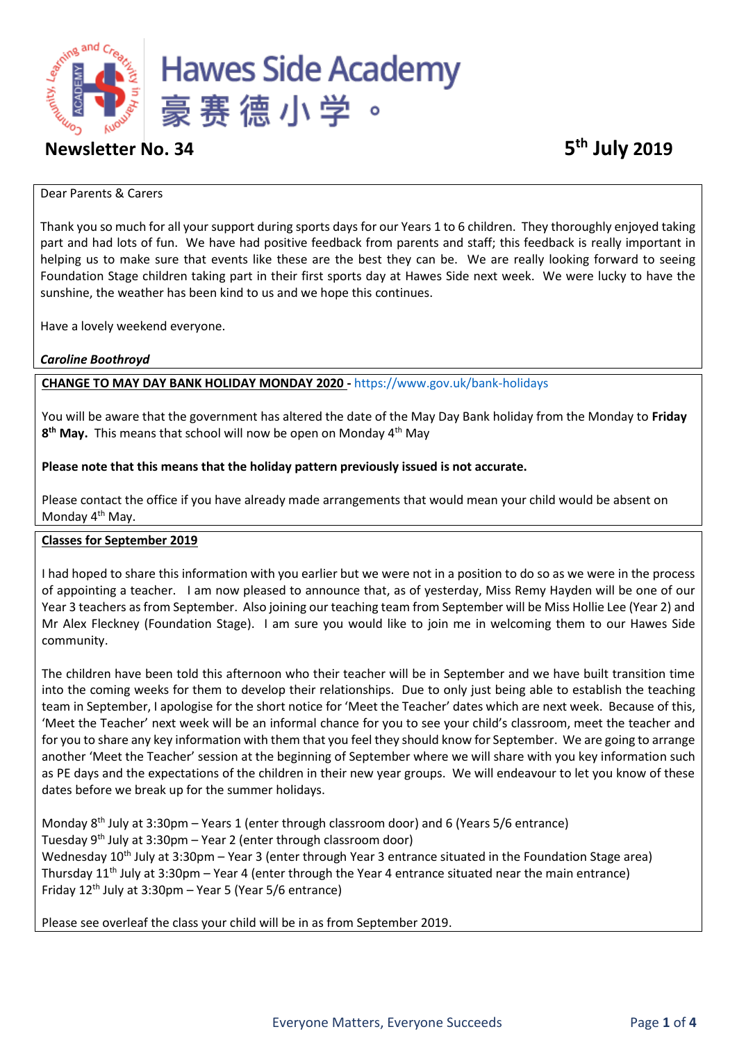# Hawes Side Academy

豪赛德小学 。

**Newsletter No. 34** **5th July 2019**

Dear Parents & Carers

Thank you so much for all your support during sports days for our Years 1 to 6 children. They thoroughly enjoyed taking part and had lots of fun. We have had positive feedback from parents and staff; this feedback is really important in helping us to make sure that events like these are the best they can be. We are really looking forward to seeing Foundation Stage children taking part in their first sports day at Hawes Side next week. We were lucky to have the sunshine, the weather has been kind to us and we hope this continues.

Have a lovely weekend everyone.

***Caroline Boothroyd***

**CHANGE TO MAY DAY BANK HOLIDAY MONDAY 2020 -** https://www.gov.uk/bank-holidays

You will be aware that the government has altered the date of the May Day Bank holiday from the Monday to **Friday 8th May.** This means that school will now be open on Monday 4th May

**Please note that this means that the holiday pattern previously issued is not accurate.**

Please contact the office if you have already made arrangements that would mean your child would be absent on Monday 4th May.

**Classes for September 2019**

I had hoped to share this information with you earlier but we were not in a position to do so as we were in the process of appointing a teacher. I am now pleased to announce that, as of yesterday, Miss Remy Hayden will be one of our Year 3 teachers as from September. Also joining our teaching team from September will be Miss Hollie Lee (Year 2) and Mr Alex Fleckney (Foundation Stage). I am sure you would like to join me in welcoming them to our Hawes Side community.

The children have been told this afternoon who their teacher will be in September and we have built transition time into the coming weeks for them to develop their relationships. Due to only just being able to establish the teaching team in September, I apologise for the short notice for 'Meet the Teacher' dates which are next week. Because of this, 'Meet the Teacher' next week will be an informal chance for you to see your child's classroom, meet the teacher and for you to share any key information with them that you feel they should know for September. We are going to arrange another 'Meet the Teacher' session at the beginning of September where we will share with you key information such as PE days and the expectations of the children in their new year groups. We will endeavour to let you know of these dates before we break up for the summer holidays.

Monday 8th July at 3:30pm – Years 1 (enter through classroom door) and 6 (Years 5/6 entrance)
Tuesday 9th July at 3:30pm – Year 2 (enter through classroom door)
Wednesday 10th July at 3:30pm – Year 3 (enter through Year 3 entrance situated in the Foundation Stage area)
Thursday 11th July at 3:30pm – Year 4 (enter through the Year 4 entrance situated near the main entrance)
Friday 12th July at 3:30pm – Year 5 (Year 5/6 entrance)

Please see overleaf the class your child will be in as from September 2019.

Everyone Matters, Everyone Succeeds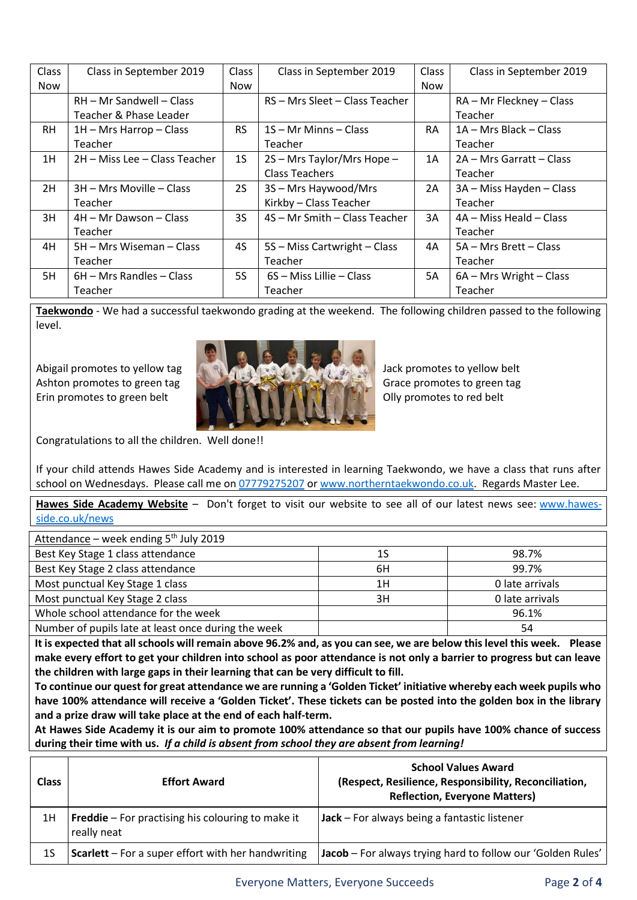| Class Now | Class in September 2019 | Class Now | Class in September 2019 | Class Now | Class in September 2019 |
|---|---|---|---|---|---|
| | RH – Mr Sandwell – Class Teacher & Phase Leader | | RS – Mrs Sleet – Class Teacher | | RA – Mr Fleckney – Class Teacher |
| RH | 1H – Mrs Harrop – Class Teacher | RS | 1S – Mr Minns – Class Teacher | RA | 1A – Mrs Black – Class Teacher |
| 1H | 2H – Miss Lee – Class Teacher | 1S | 2S – Mrs Taylor/Mrs Hope – Class Teachers | 1A | 2A – Mrs Garratt – Class Teacher |
| 2H | 3H – Mrs Moville – Class Teacher | 2S | 3S – Mrs Haywood/Mrs Kirkby – Class Teacher | 2A | 3A – Miss Hayden – Class Teacher |
| 3H | 4H – Mr Dawson – Class Teacher | 3S | 4S – Mr Smith – Class Teacher | 3A | 4A – Miss Heald – Class Teacher |
| 4H | 5H – Mrs Wiseman – Class Teacher | 4S | 5S – Miss Cartwright – Class Teacher | 4A | 5A – Mrs Brett – Class Teacher |
| 5H | 6H – Mrs Randles – Class Teacher | 5S | 6S – Miss Lillie – Class Teacher | 5A | 6A – Mrs Wright – Class Teacher |

**Taekwondo** - We had a successful taekwondo grading at the weekend. The following children passed to the following level.

Abigail promotes to yellow tag
Ashton promotes to green tag
Erin promotes to green belt

Jack promotes to yellow belt
Grace promotes to green tag
Olly promotes to red belt

Congratulations to all the children. Well done!!

If your child attends Hawes Side Academy and is interested in learning Taekwondo, we have a class that runs after school on Wednesdays. Please call me on 07779275207 or www.northerntaekwondo.co.uk. Regards Master Lee.

**Hawes Side Academy Website** – Don't forget to visit our website to see all of our latest news see: www.hawes-side.co.uk/news

| Attendance – week ending 5th July 2019 | | |
|---|---|---|
| Best Key Stage 1 class attendance | 1S | 98.7% |
| Best Key Stage 2 class attendance | 6H | 99.7% |
| Most punctual Key Stage 1 class | 1H | 0 late arrivals |
| Most punctual Key Stage 2 class | 3H | 0 late arrivals |
| Whole school attendance for the week | | 96.1% |
| Number of pupils late at least once during the week | | 54 |

**It is expected that all schools will remain above 96.2% and, as you can see, we are below this level this week. Please make every effort to get your children into school as poor attendance is not only a barrier to progress but can leave the children with large gaps in their learning that can be very difficult to fill.**

**To continue our quest for great attendance we are running a 'Golden Ticket' initiative whereby each week pupils who have 100% attendance will receive a 'Golden Ticket'. These tickets can be posted into the golden box in the library and a prize draw will take place at the end of each half-term.**

**At Hawes Side Academy it is our aim to promote 100% attendance so that our pupils have 100% chance of success during their time with us. *If a child is absent from school they are absent from learning!***

| Class | Effort Award | School Values Award (Respect, Resilience, Responsibility, Reconciliation, Reflection, Everyone Matters) |
|---|---|---|
| 1H | **Freddie** – For practising his colouring to make it really neat | **Jack** – For always being a fantastic listener |
| 1S | **Scarlett** – For a super effort with her handwriting | **Jacob** – For always trying hard to follow our 'Golden Rules' |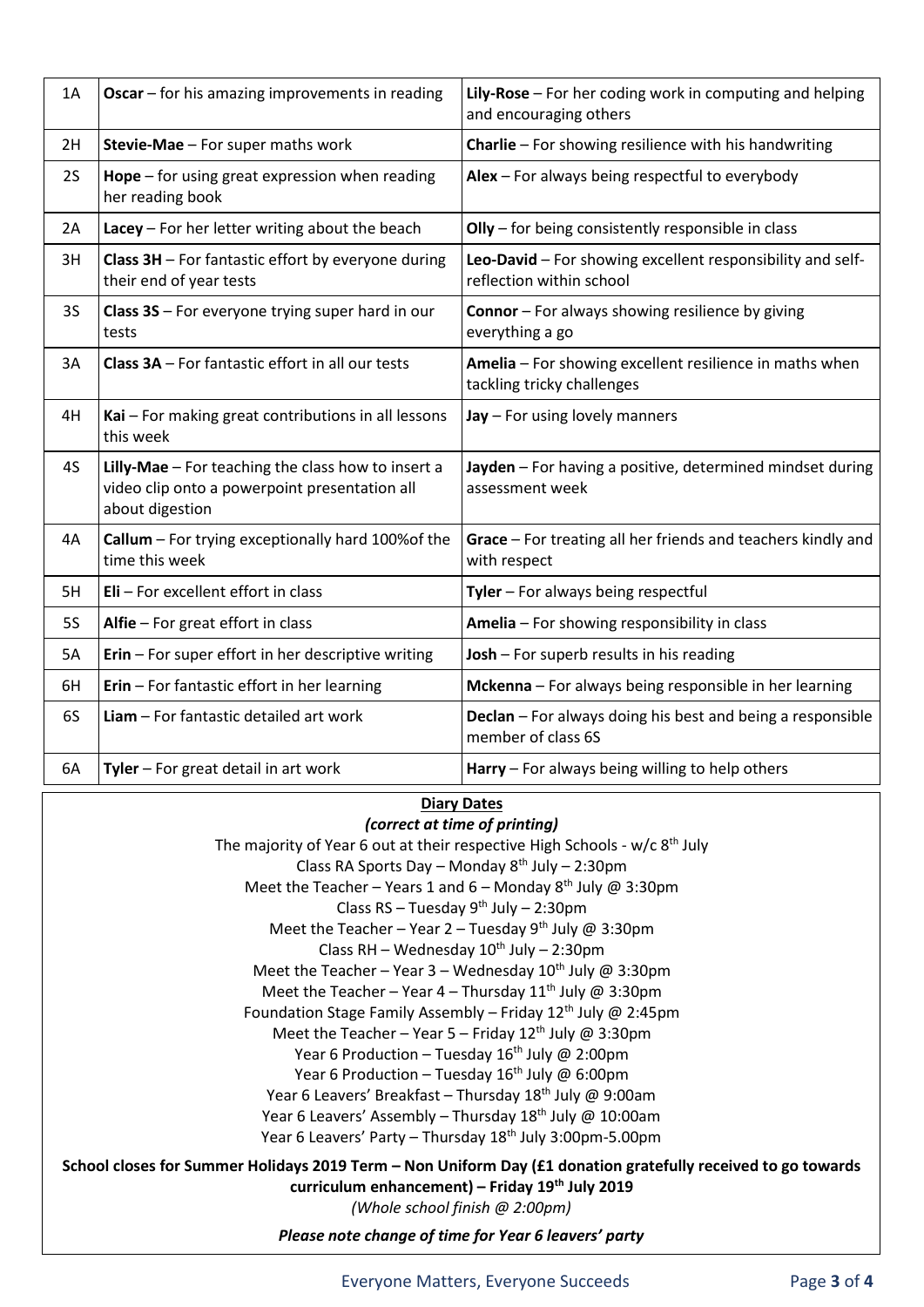| 1A | **Oscar** – for his amazing improvements in reading | **Lily-Rose** – For her coding work in computing and helping and encouraging others |
|---|---|---|
| 2H | **Stevie-Mae** – For super maths work | **Charlie** – For showing resilience with his handwriting |
| 2S | **Hope** – for using great expression when reading her reading book | **Alex** – For always being respectful to everybody |
| 2A | **Lacey** – For her letter writing about the beach | **Olly** – for being consistently responsible in class |
| 3H | **Class 3H** – For fantastic effort by everyone during their end of year tests | **Leo-David** – For showing excellent responsibility and self-reflection within school |
| 3S | **Class 3S** – For everyone trying super hard in our tests | **Connor** – For always showing resilience by giving everything a go |
| 3A | **Class 3A** – For fantastic effort in all our tests | **Amelia** – For showing excellent resilience in maths when tackling tricky challenges |
| 4H | **Kai** – For making great contributions in all lessons this week | **Jay** – For using lovely manners |
| 4S | **Lilly-Mae** – For teaching the class how to insert a video clip onto a powerpoint presentation all about digestion | **Jayden** – For having a positive, determined mindset during assessment week |
| 4A | **Callum** – For trying exceptionally hard 100%of the time this week | **Grace** – For treating all her friends and teachers kindly and with respect |
| 5H | **Eli** – For excellent effort in class | **Tyler** – For always being respectful |
| 5S | **Alfie** – For great effort in class | **Amelia** – For showing responsibility in class |
| 5A | **Erin** – For super effort in her descriptive writing | **Josh** – For superb results in his reading |
| 6H | **Erin** – For fantastic effort in her learning | **Mckenna** – For always being responsible in her learning |
| 6S | **Liam** – For fantastic detailed art work | **Declan** – For always doing his best and being a responsible member of class 6S |
| 6A | **Tyler** – For great detail in art work | **Harry** – For always being willing to help others |

**Diary Dates**

***(correct at time of printing)***

The majority of Year 6 out at their respective High Schools - w/c 8th July

Class RA Sports Day – Monday 8th July – 2:30pm

Meet the Teacher – Years 1 and 6 – Monday 8th July @ 3:30pm

Class RS – Tuesday 9th July – 2:30pm

Meet the Teacher – Year 2 – Tuesday 9th July @ 3:30pm

Class RH – Wednesday 10th July – 2:30pm

Meet the Teacher – Year 3 – Wednesday 10th July @ 3:30pm

Meet the Teacher – Year 4 – Thursday 11th July @ 3:30pm

Foundation Stage Family Assembly – Friday 12th July @ 2:45pm

Meet the Teacher – Year 5 – Friday 12th July @ 3:30pm

Year 6 Production – Tuesday 16th July @ 2:00pm

Year 6 Production – Tuesday 16th July @ 6:00pm

Year 6 Leavers' Breakfast – Thursday 18th July @ 9:00am

Year 6 Leavers' Assembly – Thursday 18th July @ 10:00am

Year 6 Leavers' Party – Thursday 18th July 3:00pm-5.00pm

**School closes for Summer Holidays 2019 Term – Non Uniform Day (£1 donation gratefully received to go towards curriculum enhancement) – Friday 19th July 2019**

*(Whole school finish @ 2:00pm)*

***Please note change of time for Year 6 leavers' party***

Everyone Matters, Everyone Succeeds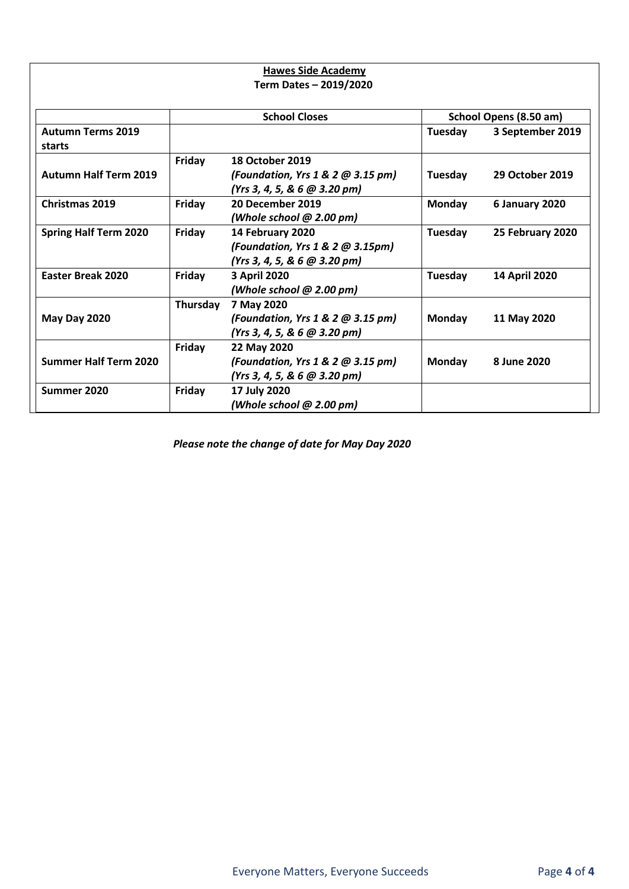**Hawes Side Academy**
**Term Dates – 2019/2020**

| | School Closes | | School Opens (8.50 am) | |
|---|---|---|---|---|
| **Autumn Terms 2019 starts** | | | **Tuesday** | **3 September 2019** |
| **Autumn Half Term 2019** | **Friday** | **18 October 2019** ***(Foundation, Yrs 1 & 2 @ 3.15 pm)*** ***(Yrs 3, 4, 5, & 6 @ 3.20 pm)*** | **Tuesday** | **29 October 2019** |
| **Christmas 2019** | **Friday** | **20 December 2019** ***(Whole school @ 2.00 pm)*** | **Monday** | **6 January 2020** |
| **Spring Half Term 2020** | **Friday** | **14 February 2020** ***(Foundation, Yrs 1 & 2 @ 3.15pm)*** ***(Yrs 3, 4, 5, & 6 @ 3.20 pm)*** | **Tuesday** | **25 February 2020** |
| **Easter Break 2020** | **Friday** | **3 April 2020** ***(Whole school @ 2.00 pm)*** | **Tuesday** | **14 April 2020** |
| **May Day 2020** | **Thursday** | **7 May 2020** ***(Foundation, Yrs 1 & 2 @ 3.15 pm)*** ***(Yrs 3, 4, 5, & 6 @ 3.20 pm)*** | **Monday** | **11 May 2020** |
| **Summer Half Term 2020** | **Friday** | **22 May 2020** ***(Foundation, Yrs 1 & 2 @ 3.15 pm)*** ***(Yrs 3, 4, 5, & 6 @ 3.20 pm)*** | **Monday** | **8 June 2020** |
| **Summer 2020** | **Friday** | **17 July 2020** ***(Whole school @ 2.00 pm)*** | | |

***Please note the change of date for May Day 2020***

Everyone Matters, Everyone Succeeds